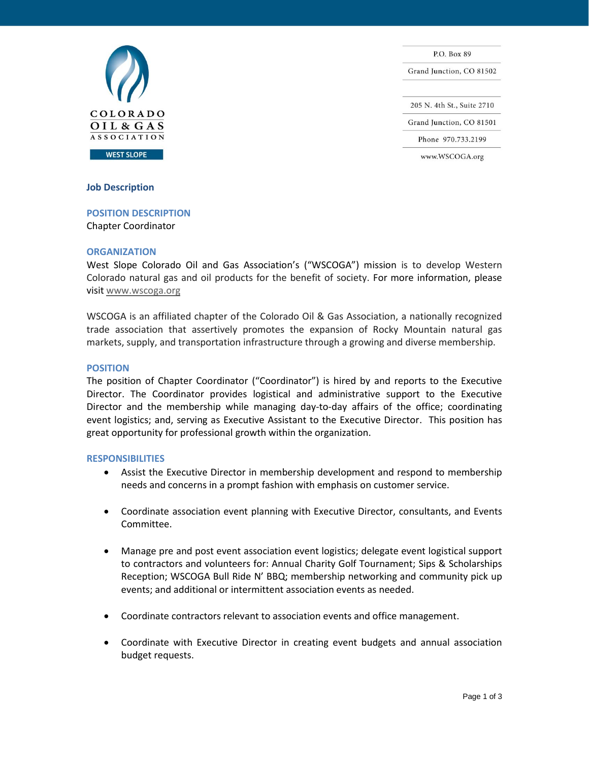COLORADO
OIL & GAS
ASSOCIATION
WEST SLOPE

P.O. Box 89
Grand Junction, CO 81502

205 N. 4th St., Suite 2710
Grand Junction, CO 81501
Phone 970.733.2199
www.WSCOGA.org

## Job Description

### POSITION DESCRIPTION

Chapter Coordinator

### ORGANIZATION

West Slope Colorado Oil and Gas Association's ("WSCOGA") mission is to develop Western Colorado natural gas and oil products for the benefit of society. For more information, please visit www.wscoga.org

WSCOGA is an affiliated chapter of the Colorado Oil & Gas Association, a nationally recognized trade association that assertively promotes the expansion of Rocky Mountain natural gas markets, supply, and transportation infrastructure through a growing and diverse membership.

### POSITION

The position of Chapter Coordinator ("Coordinator") is hired by and reports to the Executive Director. The Coordinator provides logistical and administrative support to the Executive Director and the membership while managing day-to-day affairs of the office; coordinating event logistics; and, serving as Executive Assistant to the Executive Director. This position has great opportunity for professional growth within the organization.

### RESPONSIBILITIES

- Assist the Executive Director in membership development and respond to membership needs and concerns in a prompt fashion with emphasis on customer service.
- Coordinate association event planning with Executive Director, consultants, and Events Committee.
- Manage pre and post event association event logistics; delegate event logistical support to contractors and volunteers for: Annual Charity Golf Tournament; Sips & Scholarships Reception; WSCOGA Bull Ride N' BBQ; membership networking and community pick up events; and additional or intermittent association events as needed.
- Coordinate contractors relevant to association events and office management.
- Coordinate with Executive Director in creating event budgets and annual association budget requests.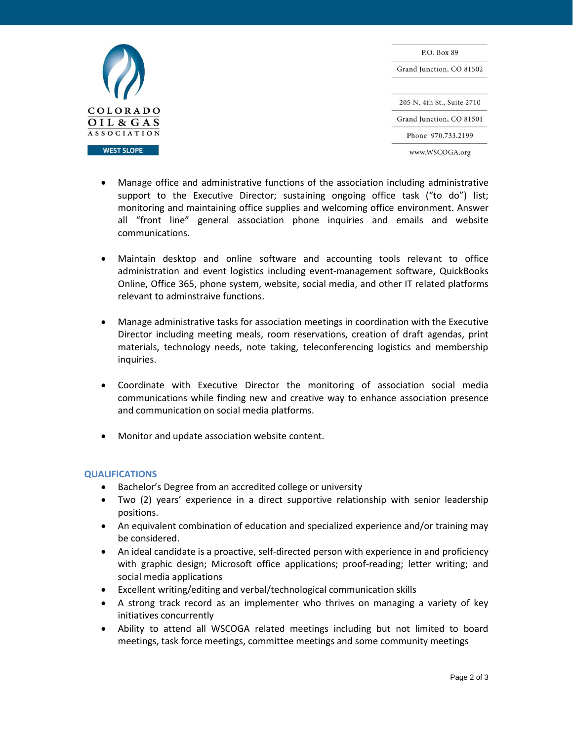- Manage office and administrative functions of the association including administrative support to the Executive Director; sustaining ongoing office task ("to do") list; monitoring and maintaining office supplies and welcoming office environment. Answer all "front line" general association phone inquiries and emails and website communications.

- Maintain desktop and online software and accounting tools relevant to office administration and event logistics including event-management software, QuickBooks Online, Office 365, phone system, website, social media, and other IT related platforms relevant to adminstraive functions.

- Manage administrative tasks for association meetings in coordination with the Executive Director including meeting meals, room reservations, creation of draft agendas, print materials, technology needs, note taking, teleconferencing logistics and membership inquiries.

- Coordinate with Executive Director the monitoring of association social media communications while finding new and creative way to enhance association presence and communication on social media platforms.

- Monitor and update association website content.

## QUALIFICATIONS

- Bachelor's Degree from an accredited college or university
- Two (2) years' experience in a direct supportive relationship with senior leadership positions.
- An equivalent combination of education and specialized experience and/or training may be considered.
- An ideal candidate is a proactive, self-directed person with experience in and proficiency with graphic design; Microsoft office applications; proof-reading; letter writing; and social media applications
- Excellent writing/editing and verbal/technological communication skills
- A strong track record as an implementer who thrives on managing a variety of key initiatives concurrently
- Ability to attend all WSCOGA related meetings including but not limited to board meetings, task force meetings, committee meetings and some community meetings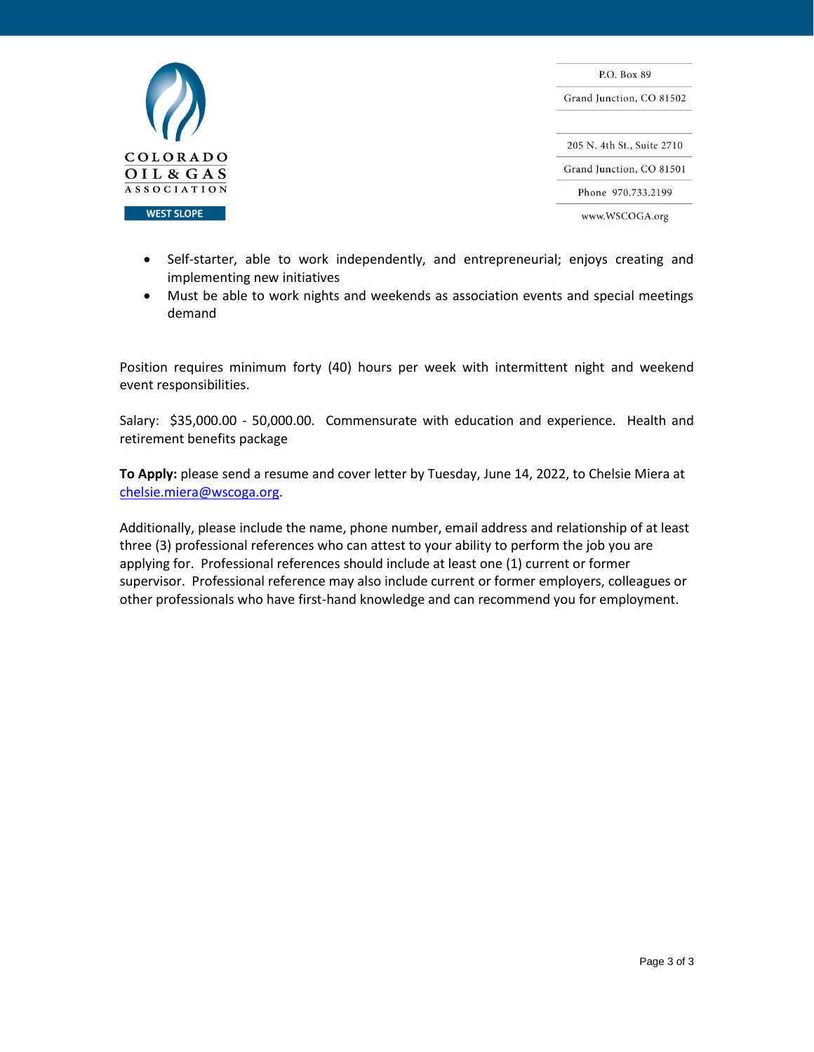- Self-starter, able to work independently, and entrepreneurial; enjoys creating and implementing new initiatives
- Must be able to work nights and weekends as association events and special meetings demand

Position requires minimum forty (40) hours per week with intermittent night and weekend event responsibilities.

Salary: $35,000.00 - 50,000.00. Commensurate with education and experience. Health and retirement benefits package

**To Apply:** please send a resume and cover letter by Tuesday, June 14, 2022, to Chelsie Miera at chelsie.miera@wscoga.org.

Additionally, please include the name, phone number, email address and relationship of at least three (3) professional references who can attest to your ability to perform the job you are applying for. Professional references should include at least one (1) current or former supervisor. Professional reference may also include current or former employers, colleagues or other professionals who have first-hand knowledge and can recommend you for employment.